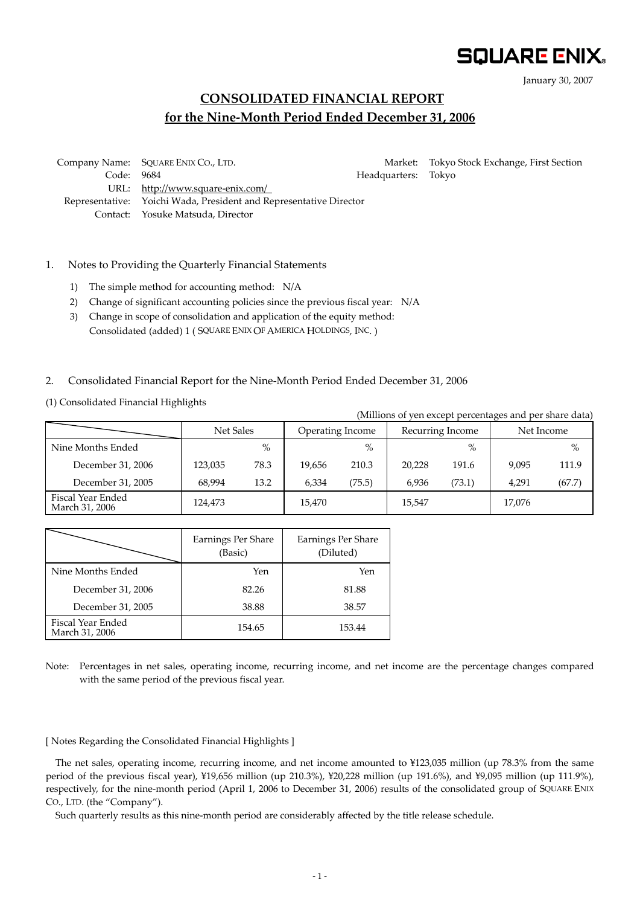SQUARE ENIX.

January 30, 2007

# CONSOLIDATED FINANCIAL REPORT for the Nine-Month Period Ended December 31, 2006

| | | | |
|---|---|---|---|
| Company Name: | SQUARE ENIX CO., LTD. | Market: | Tokyo Stock Exchange, First Section |
| Code: | 9684 | Headquarters: | Tokyo |
| URL: | http://www.square-enix.com/ | | |
| Representative: | Yoichi Wada, President and Representative Director | | |
| Contact: | Yosuke Matsuda, Director | | |

1. Notes to Providing the Quarterly Financial Statements

   1) The simple method for accounting method: N/A
   2) Change of significant accounting policies since the previous fiscal year: N/A
   3) Change in scope of consolidation and application of the equity method: Consolidated (added) 1 ( SQUARE ENIX OF AMERICA HOLDINGS, INC. )

2. Consolidated Financial Report for the Nine-Month Period Ended December 31, 2006

(1) Consolidated Financial Highlights

(Millions of yen except percentages and per share data)

| | Net Sales | | Operating Income | | Recurring Income | | Net Income | |
|---|---|---|---|---|---|---|---|---|
| Nine Months Ended | | % | | % | | % | | % |
| December 31, 2006 | 123,035 | 78.3 | 19,656 | 210.3 | 20,228 | 191.6 | 9,095 | 111.9 |
| December 31, 2005 | 68,994 | 13.2 | 6,334 | (75.5) | 6,936 | (73.1) | 4,291 | (67.7) |
| Fiscal Year Ended March 31, 2006 | 124,473 | | 15,470 | | 15,547 | | 17,076 | |

| | Earnings Per Share (Basic) | Earnings Per Share (Diluted) |
|---|---|---|
| Nine Months Ended | Yen | Yen |
| December 31, 2006 | 82.26 | 81.88 |
| December 31, 2005 | 38.88 | 38.57 |
| Fiscal Year Ended March 31, 2006 | 154.65 | 153.44 |

Note: Percentages in net sales, operating income, recurring income, and net income are the percentage changes compared with the same period of the previous fiscal year.

[ Notes Regarding the Consolidated Financial Highlights ]

The net sales, operating income, recurring income, and net income amounted to ¥123,035 million (up 78.3% from the same period of the previous fiscal year), ¥19,656 million (up 210.3%), ¥20,228 million (up 191.6%), and ¥9,095 million (up 111.9%), respectively, for the nine-month period (April 1, 2006 to December 31, 2006) results of the consolidated group of SQUARE ENIX CO., LTD. (the "Company").

Such quarterly results as this nine-month period are considerably affected by the title release schedule.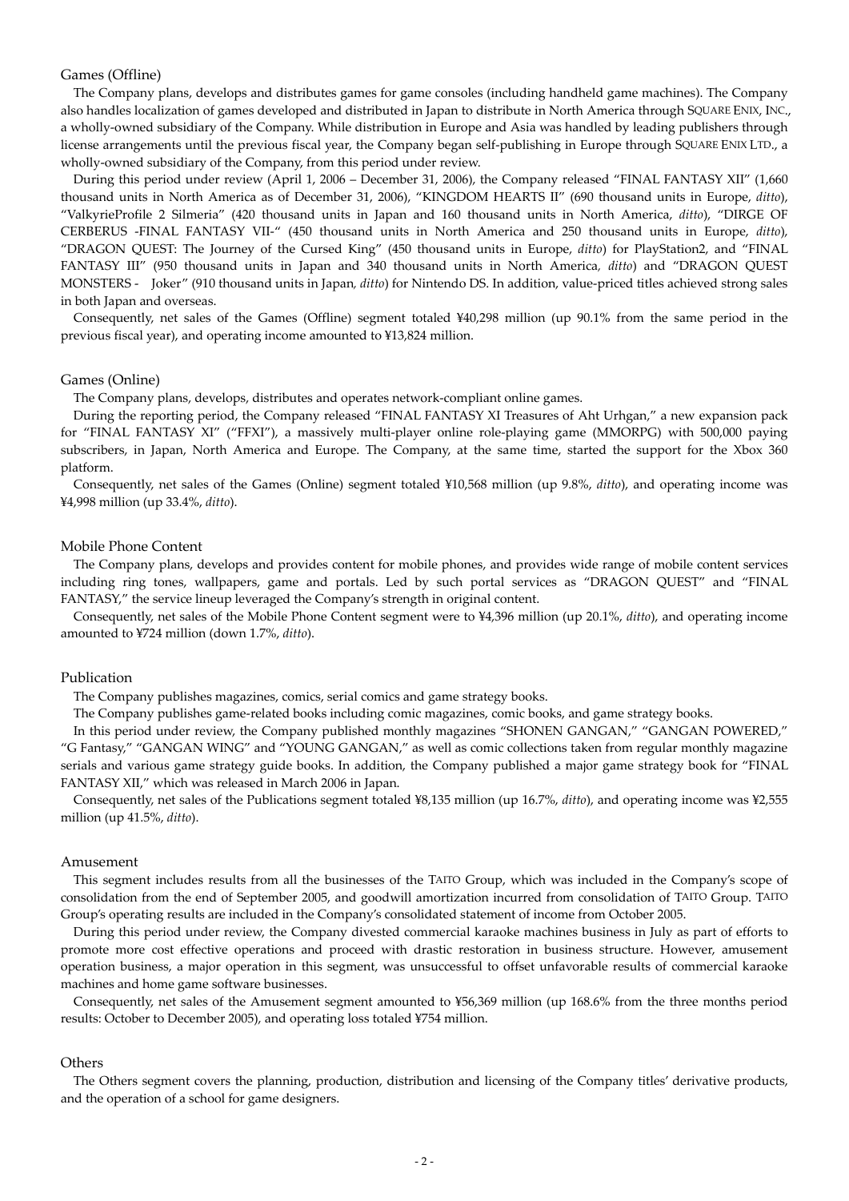### Games (Offline)

The Company plans, develops and distributes games for game consoles (including handheld game machines). The Company also handles localization of games developed and distributed in Japan to distribute in North America through SQUARE ENIX, INC., a wholly-owned subsidiary of the Company. While distribution in Europe and Asia was handled by leading publishers through license arrangements until the previous fiscal year, the Company began self-publishing in Europe through SQUARE ENIX LTD., a wholly-owned subsidiary of the Company, from this period under review.

During this period under review (April 1, 2006 – December 31, 2006), the Company released "FINAL FANTASY XII" (1,660 thousand units in North America as of December 31, 2006), "KINGDOM HEARTS II" (690 thousand units in Europe, *ditto*), "ValkyrieProfile 2 Silmeria" (420 thousand units in Japan and 160 thousand units in North America, *ditto*), "DIRGE OF CERBERUS -FINAL FANTASY VII-" (450 thousand units in North America and 250 thousand units in Europe, *ditto*), "DRAGON QUEST: The Journey of the Cursed King" (450 thousand units in Europe, *ditto*) for PlayStation2, and "FINAL FANTASY III" (950 thousand units in Japan and 340 thousand units in North America, *ditto*) and "DRAGON QUEST MONSTERS - Joker" (910 thousand units in Japan, *ditto*) for Nintendo DS. In addition, value-priced titles achieved strong sales in both Japan and overseas.

Consequently, net sales of the Games (Offline) segment totaled ¥40,298 million (up 90.1% from the same period in the previous fiscal year), and operating income amounted to ¥13,824 million.

### Games (Online)

The Company plans, develops, distributes and operates network-compliant online games.

During the reporting period, the Company released "FINAL FANTASY XI Treasures of Aht Urhgan," a new expansion pack for "FINAL FANTASY XI" ("FFXI"), a massively multi-player online role-playing game (MMORPG) with 500,000 paying subscribers, in Japan, North America and Europe. The Company, at the same time, started the support for the Xbox 360 platform.

Consequently, net sales of the Games (Online) segment totaled ¥10,568 million (up 9.8%, *ditto*), and operating income was ¥4,998 million (up 33.4%, *ditto*).

### Mobile Phone Content

The Company plans, develops and provides content for mobile phones, and provides wide range of mobile content services including ring tones, wallpapers, game and portals. Led by such portal services as "DRAGON QUEST" and "FINAL FANTASY," the service lineup leveraged the Company's strength in original content.

Consequently, net sales of the Mobile Phone Content segment were to ¥4,396 million (up 20.1%, *ditto*), and operating income amounted to ¥724 million (down 1.7%, *ditto*).

### Publication

The Company publishes magazines, comics, serial comics and game strategy books.

The Company publishes game-related books including comic magazines, comic books, and game strategy books.

In this period under review, the Company published monthly magazines "SHONEN GANGAN," "GANGAN POWERED," "G Fantasy," "GANGAN WING" and "YOUNG GANGAN," as well as comic collections taken from regular monthly magazine serials and various game strategy guide books. In addition, the Company published a major game strategy book for "FINAL FANTASY XII," which was released in March 2006 in Japan.

Consequently, net sales of the Publications segment totaled ¥8,135 million (up 16.7%, *ditto*), and operating income was ¥2,555 million (up 41.5%, *ditto*).

### Amusement

This segment includes results from all the businesses of the TAITO Group, which was included in the Company's scope of consolidation from the end of September 2005, and goodwill amortization incurred from consolidation of TAITO Group. TAITO Group's operating results are included in the Company's consolidated statement of income from October 2005.

During this period under review, the Company divested commercial karaoke machines business in July as part of efforts to promote more cost effective operations and proceed with drastic restoration in business structure. However, amusement operation business, a major operation in this segment, was unsuccessful to offset unfavorable results of commercial karaoke machines and home game software businesses.

Consequently, net sales of the Amusement segment amounted to ¥56,369 million (up 168.6% from the three months period results: October to December 2005), and operating loss totaled ¥754 million.

### Others

The Others segment covers the planning, production, distribution and licensing of the Company titles' derivative products, and the operation of a school for game designers.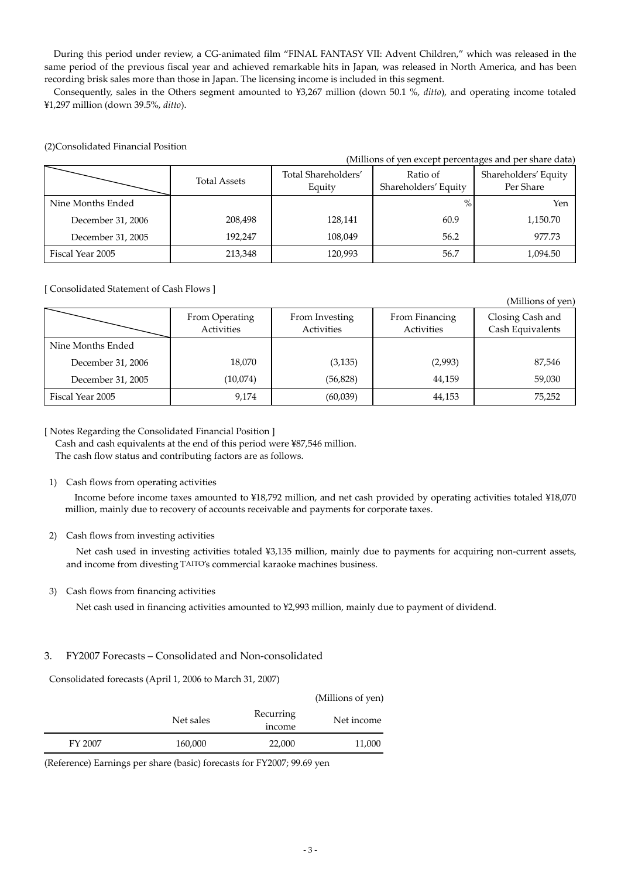During this period under review, a CG-animated film "FINAL FANTASY VII: Advent Children," which was released in the same period of the previous fiscal year and achieved remarkable hits in Japan, was released in North America, and has been recording brisk sales more than those in Japan. The licensing income is included in this segment.

Consequently, sales in the Others segment amounted to ¥3,267 million (down 50.1 %, *ditto*), and operating income totaled ¥1,297 million (down 39.5%, *ditto*).

(2)Consolidated Financial Position

(Millions of yen except percentages and per share data)

| | Total Assets | Total Shareholders' Equity | Ratio of Shareholders' Equity | Shareholders' Equity Per Share |
|---|---|---|---|---|
| Nine Months Ended | | | % | Yen |
| December 31, 2006 | 208,498 | 128,141 | 60.9 | 1,150.70 |
| December 31, 2005 | 192,247 | 108,049 | 56.2 | 977.73 |
| Fiscal Year 2005 | 213,348 | 120,993 | 56.7 | 1,094.50 |

[ Consolidated Statement of Cash Flows ]

(Millions of yen)

| | From Operating Activities | From Investing Activities | From Financing Activities | Closing Cash and Cash Equivalents |
|---|---|---|---|---|
| Nine Months Ended | | | | |
| December 31, 2006 | 18,070 | (3,135) | (2,993) | 87,546 |
| December 31, 2005 | (10,074) | (56,828) | 44,159 | 59,030 |
| Fiscal Year 2005 | 9,174 | (60,039) | 44,153 | 75,252 |

[ Notes Regarding the Consolidated Financial Position ]

Cash and cash equivalents at the end of this period were ¥87,546 million.
The cash flow status and contributing factors are as follows.

1) Cash flows from operating activities

   Income before income taxes amounted to ¥18,792 million, and net cash provided by operating activities totaled ¥18,070 million, mainly due to recovery of accounts receivable and payments for corporate taxes.

2) Cash flows from investing activities

   Net cash used in investing activities totaled ¥3,135 million, mainly due to payments for acquiring non-current assets, and income from divesting TAITO's commercial karaoke machines business.

3) Cash flows from financing activities

   Net cash used in financing activities amounted to ¥2,993 million, mainly due to payment of dividend.

## 3. FY2007 Forecasts – Consolidated and Non-consolidated

Consolidated forecasts (April 1, 2006 to March 31, 2007)

(Millions of yen)

| | Net sales | Recurring income | Net income |
|---|---|---|---|
| FY 2007 | 160,000 | 22,000 | 11,000 |

(Reference) Earnings per share (basic) forecasts for FY2007; 99.69 yen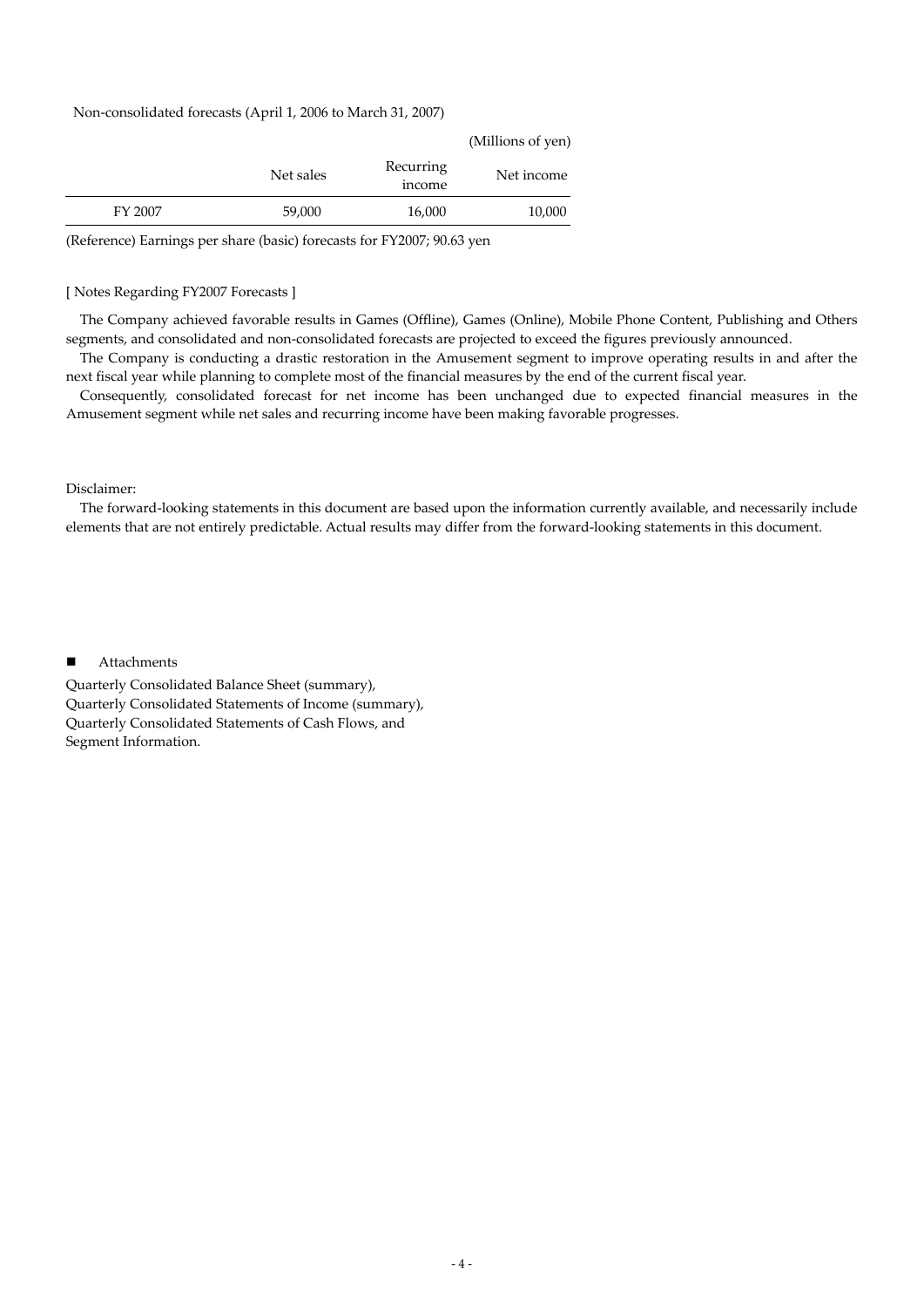Non-consolidated forecasts (April 1, 2006 to March 31, 2007)

(Millions of yen)

| | Net sales | Recurring income | Net income |
|---|---|---|---|
| FY 2007 | 59,000 | 16,000 | 10,000 |

(Reference) Earnings per share (basic) forecasts for FY2007; 90.63 yen

[ Notes Regarding FY2007 Forecasts ]

The Company achieved favorable results in Games (Offline), Games (Online), Mobile Phone Content, Publishing and Others segments, and consolidated and non-consolidated forecasts are projected to exceed the figures previously announced.

The Company is conducting a drastic restoration in the Amusement segment to improve operating results in and after the next fiscal year while planning to complete most of the financial measures by the end of the current fiscal year.

Consequently, consolidated forecast for net income has been unchanged due to expected financial measures in the Amusement segment while net sales and recurring income have been making favorable progresses.

Disclaimer:

The forward-looking statements in this document are based upon the information currently available, and necessarily include elements that are not entirely predictable. Actual results may differ from the forward-looking statements in this document.

- Attachments

Quarterly Consolidated Balance Sheet (summary),
Quarterly Consolidated Statements of Income (summary),
Quarterly Consolidated Statements of Cash Flows, and
Segment Information.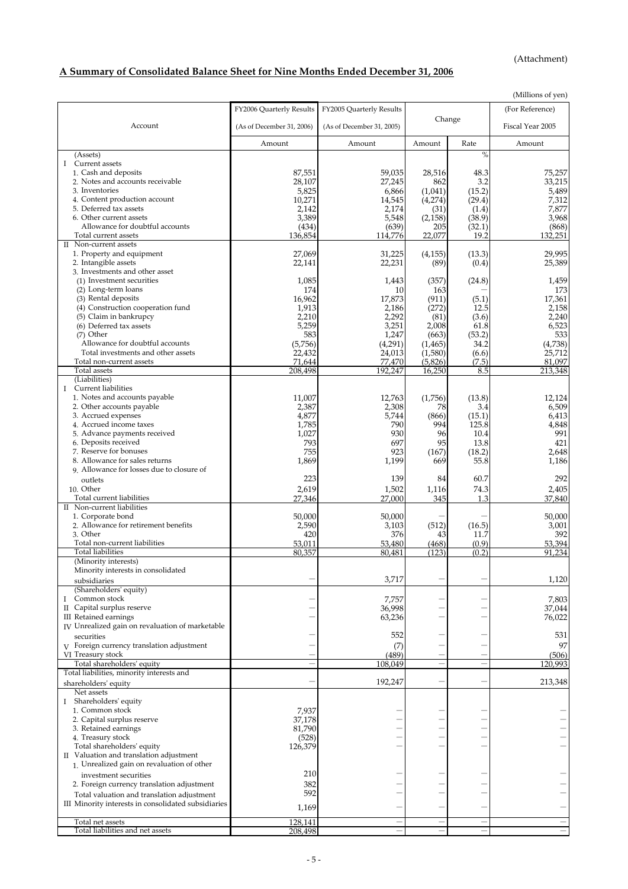(Attachment)

## A Summary of Consolidated Balance Sheet for Nine Months Ended December 31, 2006

(Millions of yen)

| Account | FY2006 Quarterly Results (As of December 31, 2006) | FY2005 Quarterly Results (As of December 31, 2005) | Change | | (For Reference) Fiscal Year 2005 |
|---|---|---|---|---|---|
| | Amount | Amount | Amount | Rate | Amount |
| (Assets) | | | | % | |
| I Current assets | | | | | |
| 1. Cash and deposits | 87,551 | 59,035 | 28,516 | 48.3 | 75,257 |
| 2. Notes and accounts receivable | 28,107 | 27,245 | 862 | 3.2 | 33,215 |
| 3. Inventories | 5,825 | 6,866 | (1,041) | (15.2) | 5,489 |
| 4. Content production account | 10,271 | 14,545 | (4,274) | (29.4) | 7,312 |
| 5. Deferred tax assets | 2,142 | 2,174 | (31) | (1.4) | 7,877 |
| 6. Other current assets | 3,389 | 5,548 | (2,158) | (38.9) | 3,968 |
| Allowance for doubtful accounts | (434) | (639) | 205 | (32.1) | (868) |
| Total current assets | 136,854 | 114,776 | 22,077 | 19.2 | 132,251 |
| II Non-current assets | | | | | |
| 1. Property and equipment | 27,069 | 31,225 | (4,155) | (13.3) | 29,995 |
| 2. Intangible assets | 22,141 | 22,231 | (89) | (0.4) | 25,389 |
| 3. Investments and other asset | | | | | |
| (1) Investment securities | 1,085 | 1,443 | (357) | (24.8) | 1,459 |
| (2) Long-term loans | 174 | 10 | 163 | — | 173 |
| (3) Rental deposits | 16,962 | 17,873 | (911) | (5.1) | 17,361 |
| (4) Construction cooperation fund | 1,913 | 2,186 | (272) | 12.5 | 2,158 |
| (5) Claim in bankrupcy | 2,210 | 2,292 | (81) | (3.6) | 2,240 |
| (6) Deferred tax assets | 5,259 | 3,251 | 2,008 | 61.8 | 6,523 |
| (7) Other | 583 | 1,247 | (663) | (53.2) | 533 |
| Allowance for doubtful accounts | (5,756) | (4,291) | (1,465) | 34.2 | (4,738) |
| Total investments and other assets | 22,432 | 24,013 | (1,580) | (6.6) | 25,712 |
| Total non-current assets | 71,644 | 77,470 | (5,826) | (7.5) | 81,097 |
| Total assets | 208,498 | 192,247 | 16,250 | 8.5 | 213,348 |
| (Liabilities) | | | | | |
| I Current liabilities | | | | | |
| 1. Notes and accounts payable | 11,007 | 12,763 | (1,756) | (13.8) | 12,124 |
| 2. Other accounts payable | 2,387 | 2,308 | 78 | 3.4 | 6,509 |
| 3. Accrued expenses | 4,877 | 5,744 | (866) | (15.1) | 6,413 |
| 4. Accrued income taxes | 1,785 | 790 | 994 | 125.8 | 4,848 |
| 5. Advance payments received | 1,027 | 930 | 96 | 10.4 | 991 |
| 6. Deposits received | 793 | 697 | 95 | 13.8 | 421 |
| 7. Reserve for bonuses | 755 | 923 | (167) | (18.2) | 2,648 |
| 8. Allowance for sales returns | 1,869 | 1,199 | 669 | 55.8 | 1,186 |
| 9. Allowance for losses due to closure of outlets | 223 | 139 | 84 | 60.7 | 292 |
| 10. Other | 2,619 | 1,502 | 1,116 | 74.3 | 2,405 |
| Total current liabilities | 27,346 | 27,000 | 345 | 1.3 | 37,840 |
| II Non-current liabilities | | | | | |
| 1. Corporate bond | 50,000 | 50,000 | — | — | 50,000 |
| 2. Allowance for retirement benefits | 2,590 | 3,103 | (512) | (16.5) | 3,001 |
| 3. Other | 420 | 376 | 43 | 11.7 | 392 |
| Total non-current liabilities | 53,011 | 53,480 | (468) | (0.9) | 53,394 |
| Total liabilities | 80,357 | 80,481 | (123) | (0.2) | 91,234 |
| (Minority interests) | | | | | |
| Minority interests in consolidated subsidiaries | — | 3,717 | — | — | 1,120 |
| (Shareholders' equity) | | | | | |
| I Common stock | — | 7,757 | — | — | 7,803 |
| II Capital surplus reserve | — | 36,998 | — | — | 37,044 |
| III Retained earnings | — | 63,236 | — | — | 76,022 |
| IV Unrealized gain on revaluation of marketable securities | — | 552 | — | — | 531 |
| V Foreign currency translation adjustment | — | (7) | — | — | 97 |
| VI Treasury stock | — | (489) | — | — | (506) |
| Total shareholders' equity | — | 108,049 | — | — | 120,993 |
| Total liabilities, minority interests and shareholders' equity | — | 192,247 | — | — | 213,348 |
| Net assets | | | | | |
| I Shareholders' equity | | | | | |
| 1. Common stock | 7,937 | — | — | — | — |
| 2. Capital surplus reserve | 37,178 | — | — | — | — |
| 3. Retained earnings | 81,790 | — | — | — | — |
| 4. Treasury stock | (528) | — | — | — | — |
| Total shareholders' equity | 126,379 | — | — | — | — |
| II Valuation and translation adjustment | | | | | |
| 1. Unrealized gain on revaluation of other investment securities | 210 | — | — | — | — |
| 2. Foreign currency translation adjustment | 382 | — | — | — | — |
| Total valuation and translation adjustment | 592 | — | — | — | — |
| III Minority interests in consolidated subsidiaries | 1,169 | — | — | — | — |
| Total net assets | 128,141 | — | — | — | — |
| Total liabilities and net assets | 208,498 | — | — | — | — |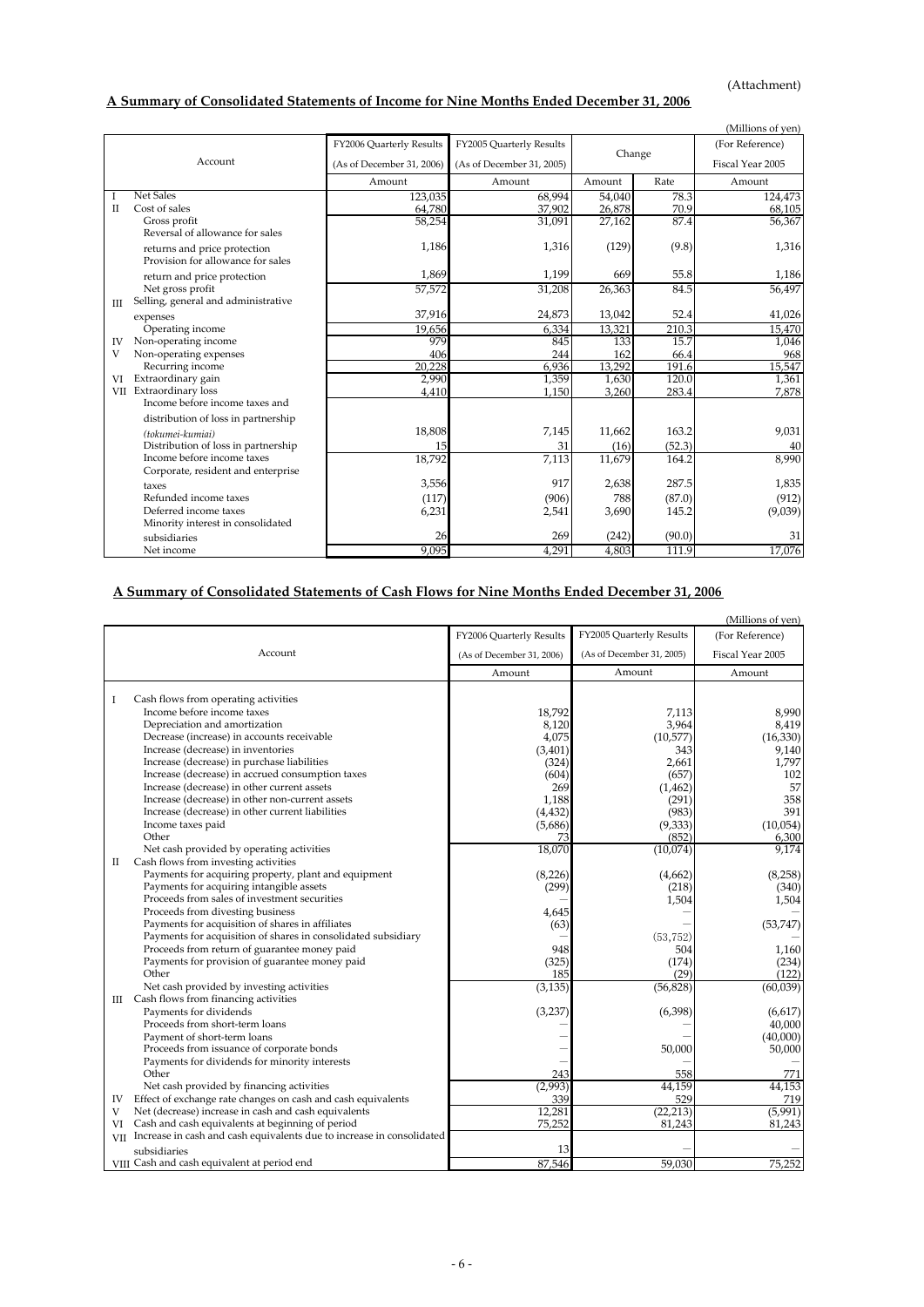(Attachment)

## A Summary of Consolidated Statements of Income for Nine Months Ended December 31, 2006

(Millions of yen)

| | Account | FY2006 Quarterly Results (As of December 31, 2006) | FY2005 Quarterly Results (As of December 31, 2005) | Change | | (For Reference) Fiscal Year 2005 |
|---|---|---|---|---|---|---|
| | | Amount | Amount | Amount | Rate | Amount |
| I | Net Sales | 123,035 | 68,994 | 54,040 | 78.3 | 124,473 |
| II | Cost of sales | 64,780 | 37,902 | 26,878 | 70.9 | 68,105 |
| | Gross profit | 58,254 | 31,091 | 27,162 | 87.4 | 56,367 |
| | Reversal of allowance for sales returns and price protection | 1,186 | 1,316 | (129) | (9.8) | 1,316 |
| | Provision for allowance for sales return and price protection | 1,869 | 1,199 | 669 | 55.8 | 1,186 |
| | Net gross profit | 57,572 | 31,208 | 26,363 | 84.5 | 56,497 |
| III | Selling, general and administrative expenses | 37,916 | 24,873 | 13,042 | 52.4 | 41,026 |
| | Operating income | 19,656 | 6,334 | 13,321 | 210.3 | 15,470 |
| IV | Non-operating income | 979 | 845 | 133 | 15.7 | 1,046 |
| V | Non-operating expenses | 406 | 244 | 162 | 66.4 | 968 |
| | Recurring income | 20,228 | 6,936 | 13,292 | 191.6 | 15,547 |
| VI | Extraordinary gain | 2,990 | 1,359 | 1,630 | 120.0 | 1,361 |
| VII | Extraordinary loss | 4,410 | 1,150 | 3,260 | 283.4 | 7,878 |
| | Income before income taxes and distribution of loss in partnership (*tokumei-kumiai*) | 18,808 | 7,145 | 11,662 | 163.2 | 9,031 |
| | Distribution of loss in partnership | 15 | 31 | (16) | (52.3) | 40 |
| | Income before income taxes | 18,792 | 7,113 | 11,679 | 164.2 | 8,990 |
| | Corporate, resident and enterprise taxes | 3,556 | 917 | 2,638 | 287.5 | 1,835 |
| | Refunded income taxes | (117) | (906) | 788 | (87.0) | (912) |
| | Deferred income taxes | 6,231 | 2,541 | 3,690 | 145.2 | (9,039) |
| | Minority interest in consolidated subsidiaries | 26 | 269 | (242) | (90.0) | 31 |
| | Net income | 9,095 | 4,291 | 4,803 | 111.9 | 17,076 |

## A Summary of Consolidated Statements of Cash Flows for Nine Months Ended December 31, 2006

(Millions of yen)

| | Account | FY2006 Quarterly Results (As of December 31, 2006) | FY2005 Quarterly Results (As of December 31, 2005) | (For Reference) Fiscal Year 2005 |
|---|---|---|---|---|
| | | Amount | Amount | Amount |
| I | Cash flows from operating activities | | | |
| | Income before income taxes | 18,792 | 7,113 | 8,990 |
| | Depreciation and amortization | 8,120 | 3,964 | 8,419 |
| | Decrease (increase) in accounts receivable | 4,075 | (10,577) | (16,330) |
| | Increase (decrease) in inventories | (3,401) | 343 | 9,140 |
| | Increase (decrease) in purchase liabilities | (324) | 2,661 | 1,797 |
| | Increase (decrease) in accrued consumption taxes | (604) | (657) | 102 |
| | Increase (decrease) in other current assets | 269 | (1,462) | 57 |
| | Increase (decrease) in other non-current assets | 1,188 | (291) | 358 |
| | Increase (decrease) in other current liabilities | (4,432) | (983) | 391 |
| | Income taxes paid | (5,686) | (9,333) | (10,054) |
| | Other | 73 | (852) | 6,300 |
| | Net cash provided by operating activities | 18,070 | (10,074) | 9,174 |
| II | Cash flows from investing activities | | | |
| | Payments for acquiring property, plant and equipment | (8,226) | (4,662) | (8,258) |
| | Payments for acquiring intangible assets | (299) | (218) | (340) |
| | Proceeds from sales of investment securities | – | 1,504 | 1,504 |
| | Proceeds from divesting business | 4,645 | – | – |
| | Payments for acquisition of shares in affiliates | (63) | – | (53,747) |
| | Payments for acquisition of shares in consolidated subsidiary | – | (53,752) | – |
| | Proceeds from return of guarantee money paid | 948 | 504 | 1,160 |
| | Payments for provision of guarantee money paid | (325) | (174) | (234) |
| | Other | 185 | (29) | (122) |
| | Net cash provided by investing activities | (3,135) | (56,828) | (60,039) |
| III | Cash flows from financing activities | | | |
| | Payments for dividends | (3,237) | (6,398) | (6,617) |
| | Proceeds from short-term loans | – | – | 40,000 |
| | Payment of short-term loans | – | – | (40,000) |
| | Proceeds from issuance of corporate bonds | – | 50,000 | 50,000 |
| | Payments for dividends for minority interests | – | – | – |
| | Other | 243 | 558 | 771 |
| | Net cash provided by financing activities | (2,993) | 44,159 | 44,153 |
| IV | Effect of exchange rate changes on cash and cash equivalents | 339 | 529 | 719 |
| V | Net (decrease) increase in cash and cash equivalents | 12,281 | (22,213) | (5,991) |
| VI | Cash and cash equivalents at beginning of period | 75,252 | 81,243 | 81,243 |
| VII | Increase in cash and cash equivalents due to increase in consolidated subsidiaries | 13 | – | – |
| VIII | Cash and cash equivalent at period end | 87,546 | 59,030 | 75,252 |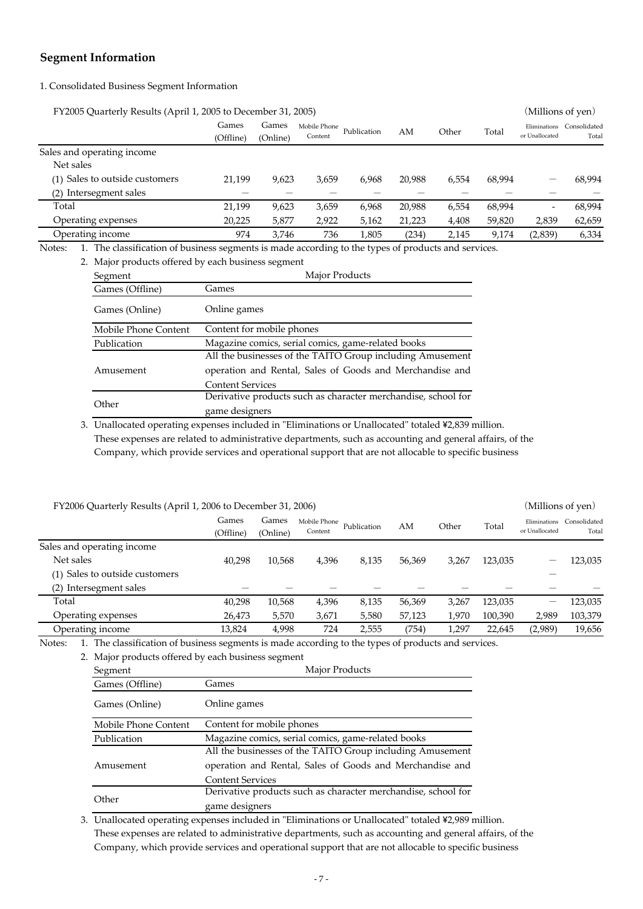## Segment Information

1. Consolidated Business Segment Information

FY2005 Quarterly Results (April 1, 2005 to December 31, 2005) (Millions of yen)

| | Games (Offline) | Games (Online) | Mobile Phone Content | Publication | AM | Other | Total | Eliminations or Unallocated | Consolidated Total |
|---|---|---|---|---|---|---|---|---|---|
| Sales and operating income | | | | | | | | | |
| Net sales | | | | | | | | | |
| (1) Sales to outside customers | 21,199 | 9,623 | 3,659 | 6,968 | 20,988 | 6,554 | 68,994 | — | 68,994 |
| (2) Intersegment sales | — | — | — | — | — | — | — | — | — |
| Total | 21,199 | 9,623 | 3,659 | 6,968 | 20,988 | 6,554 | 68,994 | - | 68,994 |
| Operating expenses | 20,225 | 5,877 | 2,922 | 5,162 | 21,223 | 4,408 | 59,820 | 2,839 | 62,659 |
| Operating income | 974 | 3,746 | 736 | 1,805 | (234) | 2,145 | 9,174 | (2,839) | 6,334 |

Notes:

1. The classification of business segments is made according to the types of products and services.
2. Major products offered by each business segment

| Segment | Major Products |
|---|---|
| Games (Offline) | Games |
| Games (Online) | Online games |
| Mobile Phone Content | Content for mobile phones |
| Publication | Magazine comics, serial comics, game-related books |
| Amusement | All the businesses of the TAITO Group including Amusement operation and Rental, Sales of Goods and Merchandise and Content Services |
| Other | Derivative products such as character merchandise, school for game designers |

3. Unallocated operating expenses included in "Eliminations or Unallocated" totaled ¥2,839 million. These expenses are related to administrative departments, such as accounting and general affairs, of the Company, which provide services and operational support that are not allocable to specific business

FY2006 Quarterly Results (April 1, 2006 to December 31, 2006) (Millions of yen)

| | Games (Offline) | Games (Online) | Mobile Phone Content | Publication | AM | Other | Total | Eliminations or Unallocated | Consolidated Total |
|---|---|---|---|---|---|---|---|---|---|
| Sales and operating income | | | | | | | | | |
| Net sales | 40,298 | 10,568 | 4,396 | 8,135 | 56,369 | 3,267 | 123,035 | — | 123,035 |
| (1) Sales to outside customers | | | | | | | | — | |
| (2) Intersegment sales | — | — | — | — | — | — | — | — | — |
| Total | 40,298 | 10,568 | 4,396 | 8,135 | 56,369 | 3,267 | 123,035 | — | 123,035 |
| Operating expenses | 26,473 | 5,570 | 3,671 | 5,580 | 57,123 | 1,970 | 100,390 | 2,989 | 103,379 |
| Operating income | 13,824 | 4,998 | 724 | 2,555 | (754) | 1,297 | 22,645 | (2,989) | 19,656 |

Notes:

1. The classification of business segments is made according to the types of products and services.
2. Major products offered by each business segment

| Segment | Major Products |
|---|---|
| Games (Offline) | Games |
| Games (Online) | Online games |
| Mobile Phone Content | Content for mobile phones |
| Publication | Magazine comics, serial comics, game-related books |
| Amusement | All the businesses of the TAITO Group including Amusement operation and Rental, Sales of Goods and Merchandise and Content Services |
| Other | Derivative products such as character merchandise, school for game designers |

3. Unallocated operating expenses included in "Eliminations or Unallocated" totaled ¥2,989 million. These expenses are related to administrative departments, such as accounting and general affairs, of the Company, which provide services and operational support that are not allocable to specific business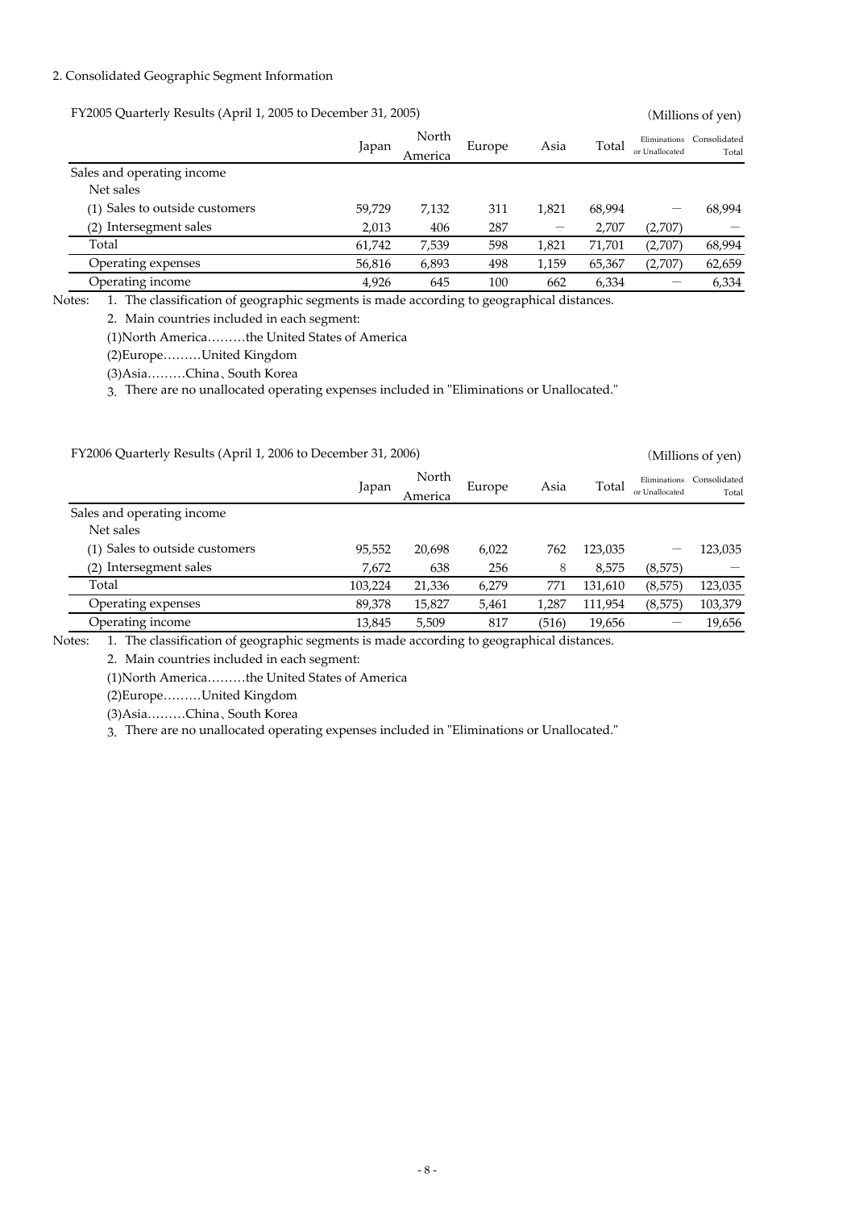2. Consolidated Geographic Segment Information

FY2005 Quarterly Results (April 1, 2005 to December 31, 2005)

(Millions of yen)

| | Japan | North America | Europe | Asia | Total | Eliminations or Unallocated | Consolidated Total |
|---|---|---|---|---|---|---|---|
| Sales and operating income | | | | | | | |
| Net sales | | | | | | | |
| (1) Sales to outside customers | 59,729 | 7,132 | 311 | 1,821 | 68,994 | — | 68,994 |
| (2) Intersegment sales | 2,013 | 406 | 287 | — | 2,707 | (2,707) | — |
| Total | 61,742 | 7,539 | 598 | 1,821 | 71,701 | (2,707) | 68,994 |
| Operating expenses | 56,816 | 6,893 | 498 | 1,159 | 65,367 | (2,707) | 62,659 |
| Operating income | 4,926 | 645 | 100 | 662 | 6,334 | — | 6,334 |

Notes:
1. The classification of geographic segments is made according to geographical distances.
2. Main countries included in each segment:
(1)North America………the United States of America
(2)Europe………United Kingdom
(3)Asia………China、South Korea
3. There are no unallocated operating expenses included in "Eliminations or Unallocated."

FY2006 Quarterly Results (April 1, 2006 to December 31, 2006)

(Millions of yen)

| | Japan | North America | Europe | Asia | Total | Eliminations or Unallocated | Consolidated Total |
|---|---|---|---|---|---|---|---|
| Sales and operating income | | | | | | | |
| Net sales | | | | | | | |
| (1) Sales to outside customers | 95,552 | 20,698 | 6,022 | 762 | 123,035 | — | 123,035 |
| (2) Intersegment sales | 7,672 | 638 | 256 | 8 | 8,575 | (8,575) | — |
| Total | 103,224 | 21,336 | 6,279 | 771 | 131,610 | (8,575) | 123,035 |
| Operating expenses | 89,378 | 15,827 | 5,461 | 1,287 | 111,954 | (8,575) | 103,379 |
| Operating income | 13,845 | 5,509 | 817 | (516) | 19,656 | — | 19,656 |

Notes:
1. The classification of geographic segments is made according to geographical distances.
2. Main countries included in each segment:
(1)North America………the United States of America
(2)Europe………United Kingdom
(3)Asia………China、South Korea
3. There are no unallocated operating expenses included in "Eliminations or Unallocated."